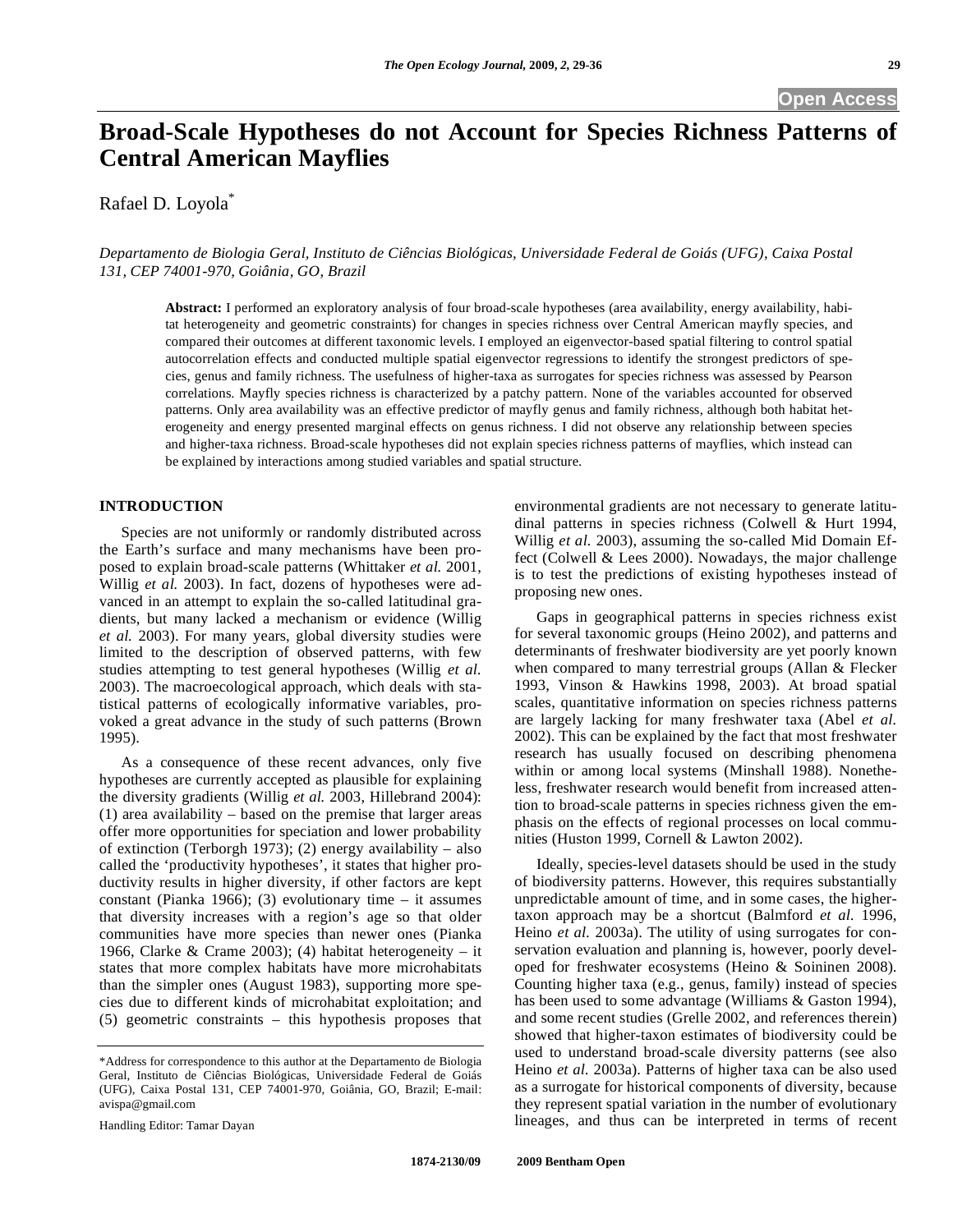# Broad-Scale Hypotheses do not Account for Species Richness Patterns of Central American Mayflies

Rafael D. Loyola*

*Departamento de Biologia Geral, Instituto de Ciências Biológicas, Universidade Federal de Goiás (UFG), Caixa Postal 131, CEP 74001-970, Goiânia, GO, Brazil*

**Abstract:** I performed an exploratory analysis of four broad-scale hypotheses (area availability, energy availability, habitat heterogeneity and geometric constraints) for changes in species richness over Central American mayfly species, and compared their outcomes at different taxonomic levels. I employed an eigenvector-based spatial filtering to control spatial autocorrelation effects and conducted multiple spatial eigenvector regressions to identify the strongest predictors of species, genus and family richness. The usefulness of higher-taxa as surrogates for species richness was assessed by Pearson correlations. Mayfly species richness is characterized by a patchy pattern. None of the variables accounted for observed patterns. Only area availability was an effective predictor of mayfly genus and family richness, although both habitat heterogeneity and energy presented marginal effects on genus richness. I did not observe any relationship between species and higher-taxa richness. Broad-scale hypotheses did not explain species richness patterns of mayflies, which instead can be explained by interactions among studied variables and spatial structure.

## INTRODUCTION

Species are not uniformly or randomly distributed across the Earth's surface and many mechanisms have been proposed to explain broad-scale patterns (Whittaker *et al.* 2001, Willig *et al.* 2003). In fact, dozens of hypotheses were advanced in an attempt to explain the so-called latitudinal gradients, but many lacked a mechanism or evidence (Willig *et al.* 2003). For many years, global diversity studies were limited to the description of observed patterns, with few studies attempting to test general hypotheses (Willig *et al.* 2003). The macroecological approach, which deals with statistical patterns of ecologically informative variables, provoked a great advance in the study of such patterns (Brown 1995).

As a consequence of these recent advances, only five hypotheses are currently accepted as plausible for explaining the diversity gradients (Willig *et al.* 2003, Hillebrand 2004): (1) area availability – based on the premise that larger areas offer more opportunities for speciation and lower probability of extinction (Terborgh 1973); (2) energy availability – also called the 'productivity hypotheses', it states that higher productivity results in higher diversity, if other factors are kept constant (Pianka 1966); (3) evolutionary time – it assumes that diversity increases with a region's age so that older communities have more species than newer ones (Pianka 1966, Clarke & Crame 2003); (4) habitat heterogeneity – it states that more complex habitats have more microhabitats than the simpler ones (August 1983), supporting more species due to different kinds of microhabitat exploitation; and (5) geometric constraints – this hypothesis proposes that environmental gradients are not necessary to generate latitudinal patterns in species richness (Colwell & Hurt 1994, Willig *et al.* 2003), assuming the so-called Mid Domain Effect (Colwell & Lees 2000). Nowadays, the major challenge is to test the predictions of existing hypotheses instead of proposing new ones.

Gaps in geographical patterns in species richness exist for several taxonomic groups (Heino 2002), and patterns and determinants of freshwater biodiversity are yet poorly known when compared to many terrestrial groups (Allan & Flecker 1993, Vinson & Hawkins 1998, 2003). At broad spatial scales, quantitative information on species richness patterns are largely lacking for many freshwater taxa (Abel *et al.* 2002). This can be explained by the fact that most freshwater research has usually focused on describing phenomena within or among local systems (Minshall 1988). Nonetheless, freshwater research would benefit from increased attention to broad-scale patterns in species richness given the emphasis on the effects of regional processes on local communities (Huston 1999, Cornell & Lawton 2002).

Ideally, species-level datasets should be used in the study of biodiversity patterns. However, this requires substantially unpredictable amount of time, and in some cases, the higher-taxon approach may be a shortcut (Balmford *et al.* 1996, Heino *et al.* 2003a). The utility of using surrogates for conservation evaluation and planning is, however, poorly developed for freshwater ecosystems (Heino & Soininen 2008). Counting higher taxa (e.g., genus, family) instead of species has been used to some advantage (Williams & Gaston 1994), and some recent studies (Grelle 2002, and references therein) showed that higher-taxon estimates of biodiversity could be used to understand broad-scale diversity patterns (see also Heino *et al.* 2003a). Patterns of higher taxa can be also used as a surrogate for historical components of diversity, because they represent spatial variation in the number of evolutionary lineages, and thus can be interpreted in terms of recent

*Address for correspondence to this author at the Departamento de Biologia Geral, Instituto de Ciências Biológicas, Universidade Federal de Goiás (UFG), Caixa Postal 131, CEP 74001-970, Goiânia, GO, Brazil; E-mail: avispa@gmail.com

Handling Editor: Tamar Dayan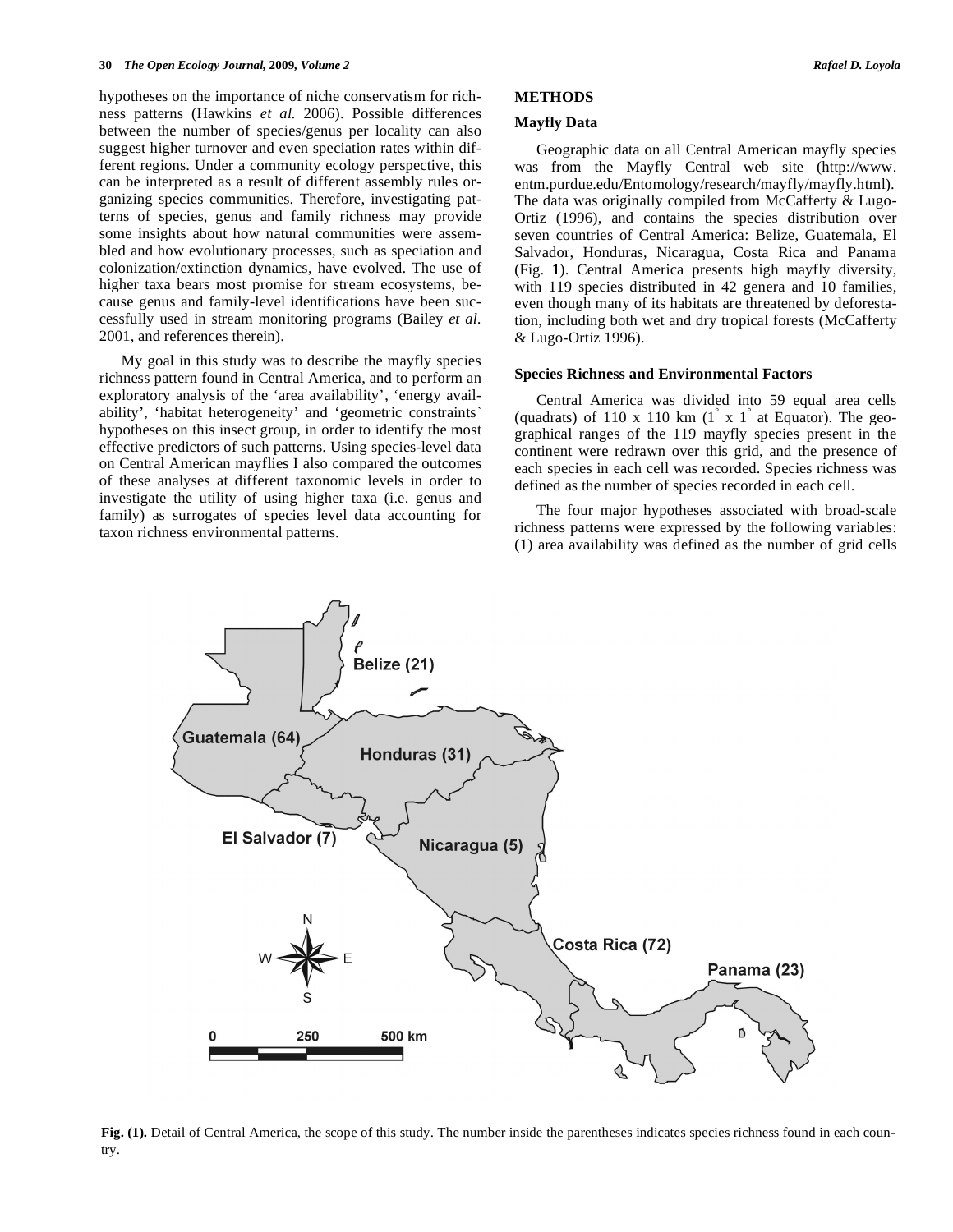hypotheses on the importance of niche conservatism for richness patterns (Hawkins *et al.* 2006). Possible differences between the number of species/genus per locality can also suggest higher turnover and even speciation rates within different regions. Under a community ecology perspective, this can be interpreted as a result of different assembly rules organizing species communities. Therefore, investigating patterns of species, genus and family richness may provide some insights about how natural communities were assembled and how evolutionary processes, such as speciation and colonization/extinction dynamics, have evolved. The use of higher taxa bears most promise for stream ecosystems, because genus and family-level identifications have been successfully used in stream monitoring programs (Bailey *et al.* 2001, and references therein).

My goal in this study was to describe the mayfly species richness pattern found in Central America, and to perform an exploratory analysis of the 'area availability', 'energy availability', 'habitat heterogeneity' and 'geometric constraints` hypotheses on this insect group, in order to identify the most effective predictors of such patterns. Using species-level data on Central American mayflies I also compared the outcomes of these analyses at different taxonomic levels in order to investigate the utility of using higher taxa (i.e. genus and family) as surrogates of species level data accounting for taxon richness environmental patterns.

## METHODS

### Mayfly Data

Geographic data on all Central American mayfly species was from the Mayfly Central web site (http://www.entm.purdue.edu/Entomology/research/mayfly/mayfly.html). The data was originally compiled from McCafferty & Lugo-Ortiz (1996), and contains the species distribution over seven countries of Central America: Belize, Guatemala, El Salvador, Honduras, Nicaragua, Costa Rica and Panama (Fig. **1**). Central America presents high mayfly diversity, with 119 species distributed in 42 genera and 10 families, even though many of its habitats are threatened by deforestation, including both wet and dry tropical forests (McCafferty & Lugo-Ortiz 1996).

### Species Richness and Environmental Factors

Central America was divided into 59 equal area cells (quadrats) of 110 x 110 km ($1^{\circ}$ x $1^{\circ}$ at Equator). The geographical ranges of the 119 mayfly species present in the continent were redrawn over this grid, and the presence of each species in each cell was recorded. Species richness was defined as the number of species recorded in each cell.

The four major hypotheses associated with broad-scale richness patterns were expressed by the following variables: (1) area availability was defined as the number of grid cells

**Fig. (1).** Detail of Central America, the scope of this study. The number inside the parentheses indicates species richness found in each country.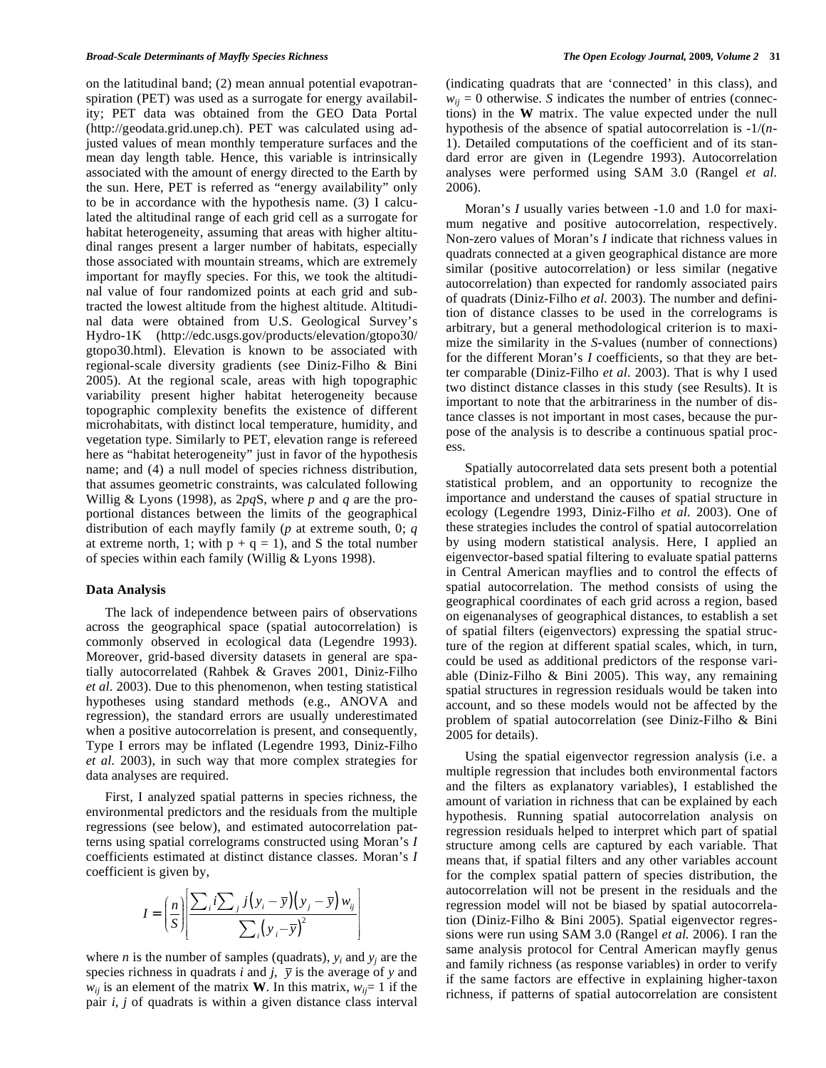on the latitudinal band; (2) mean annual potential evapotranspiration (PET) was used as a surrogate for energy availability; PET data was obtained from the GEO Data Portal (http://geodata.grid.unep.ch). PET was calculated using adjusted values of mean monthly temperature surfaces and the mean day length table. Hence, this variable is intrinsically associated with the amount of energy directed to the Earth by the sun. Here, PET is referred as "energy availability" only to be in accordance with the hypothesis name. (3) I calculated the altitudinal range of each grid cell as a surrogate for habitat heterogeneity, assuming that areas with higher altitudinal ranges present a larger number of habitats, especially those associated with mountain streams, which are extremely important for mayfly species. For this, we took the altitudinal value of four randomized points at each grid and subtracted the lowest altitude from the highest altitude. Altitudinal data were obtained from U.S. Geological Survey's Hydro-1K (http://edc.usgs.gov/products/elevation/gtopo30/gtopo30.html). Elevation is known to be associated with regional-scale diversity gradients (see Diniz-Filho & Bini 2005). At the regional scale, areas with high topographic variability present higher habitat heterogeneity because topographic complexity benefits the existence of different microhabitats, with distinct local temperature, humidity, and vegetation type. Similarly to PET, elevation range is refereed here as "habitat heterogeneity" just in favor of the hypothesis name; and (4) a null model of species richness distribution, that assumes geometric constraints, was calculated following Willig & Lyons (1998), as $2pqS$, where $p$ and $q$ are the proportional distances between the limits of the geographical distribution of each mayfly family ($p$ at extreme south, 0; $q$ at extreme north, 1; with $p + q = 1$), and S the total number of species within each family (Willig & Lyons 1998).

### Data Analysis

The lack of independence between pairs of observations across the geographical space (spatial autocorrelation) is commonly observed in ecological data (Legendre 1993). Moreover, grid-based diversity datasets in general are spatially autocorrelated (Rahbek & Graves 2001, Diniz-Filho *et al.* 2003). Due to this phenomenon, when testing statistical hypotheses using standard methods (e.g., ANOVA and regression), the standard errors are usually underestimated when a positive autocorrelation is present, and consequently, Type I errors may be inflated (Legendre 1993, Diniz-Filho *et al.* 2003), in such way that more complex strategies for data analyses are required.

First, I analyzed spatial patterns in species richness, the environmental predictors and the residuals from the multiple regressions (see below), and estimated autocorrelation patterns using spatial correlograms constructed using Moran's $I$ coefficients estimated at distinct distance classes. Moran's $I$ coefficient is given by,

$$I = \left(\frac{n}{S}\right)\left[\frac{\sum_i i \sum_j j\left(y_i - \overline{y}\right)\left(y_j - \overline{y}\right) w_{ij}}{\sum_i \left(y_i - \overline{y}\right)^2}\right]$$

where $n$ is the number of samples (quadrats), $y_i$ and $y_j$ are the species richness in quadrats $i$ and $j$, $\overline{y}$ is the average of $y$ and $w_{ij}$ is an element of the matrix $\mathbf{W}$. In this matrix, $w_{ij}= 1$ if the pair $i$, $j$ of quadrats is within a given distance class interval (indicating quadrats that are 'connected' in this class), and $w_{ij} = 0$ otherwise. $S$ indicates the number of entries (connections) in the $\mathbf{W}$ matrix. The value expected under the null hypothesis of the absence of spatial autocorrelation is $-1/(n-1)$. Detailed computations of the coefficient and of its standard error are given in (Legendre 1993). Autocorrelation analyses were performed using SAM 3.0 (Rangel *et al.* 2006).

Moran's $I$ usually varies between -1.0 and 1.0 for maximum negative and positive autocorrelation, respectively. Non-zero values of Moran's $I$ indicate that richness values in quadrats connected at a given geographical distance are more similar (positive autocorrelation) or less similar (negative autocorrelation) than expected for randomly associated pairs of quadrats (Diniz-Filho *et al.* 2003). The number and definition of distance classes to be used in the correlograms is arbitrary, but a general methodological criterion is to maximize the similarity in the $S$-values (number of connections) for the different Moran's $I$ coefficients, so that they are better comparable (Diniz-Filho *et al.* 2003). That is why I used two distinct distance classes in this study (see Results). It is important to note that the arbitrariness in the number of distance classes is not important in most cases, because the purpose of the analysis is to describe a continuous spatial process.

Spatially autocorrelated data sets present both a potential statistical problem, and an opportunity to recognize the importance and understand the causes of spatial structure in ecology (Legendre 1993, Diniz-Filho *et al.* 2003). One of these strategies includes the control of spatial autocorrelation by using modern statistical analysis. Here, I applied an eigenvector-based spatial filtering to evaluate spatial patterns in Central American mayflies and to control the effects of spatial autocorrelation. The method consists of using the geographical coordinates of each grid across a region, based on eigenanalyses of geographical distances, to establish a set of spatial filters (eigenvectors) expressing the spatial structure of the region at different spatial scales, which, in turn, could be used as additional predictors of the response variable (Diniz-Filho & Bini 2005). This way, any remaining spatial structures in regression residuals would be taken into account, and so these models would not be affected by the problem of spatial autocorrelation (see Diniz-Filho & Bini 2005 for details).

Using the spatial eigenvector regression analysis (i.e. a multiple regression that includes both environmental factors and the filters as explanatory variables), I established the amount of variation in richness that can be explained by each hypothesis. Running spatial autocorrelation analysis on regression residuals helped to interpret which part of spatial structure among cells are captured by each variable. That means that, if spatial filters and any other variables account for the complex spatial pattern of species distribution, the autocorrelation will not be present in the residuals and the regression model will not be biased by spatial autocorrelation (Diniz-Filho & Bini 2005). Spatial eigenvector regressions were run using SAM 3.0 (Rangel *et al.* 2006). I ran the same analysis protocol for Central American mayfly genus and family richness (as response variables) in order to verify if the same factors are effective in explaining higher-taxon richness, if patterns of spatial autocorrelation are consistent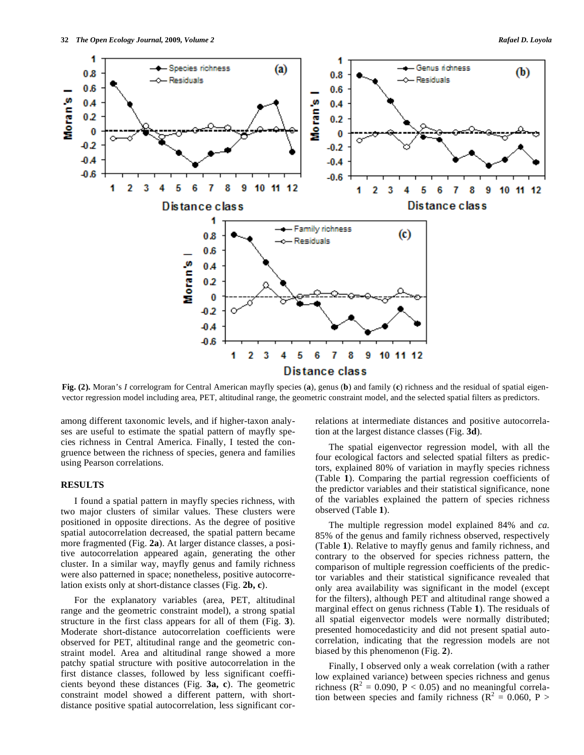Fig. (2). Moran's *I* correlogram for Central American mayfly species (**a**), genus (**b**) and family (**c**) richness and the residual of spatial eigenvector regression model including area, PET, altitudinal range, the geometric constraint model, and the selected spatial filters as predictors.

among different taxonomic levels, and if higher-taxon analyses are useful to estimate the spatial pattern of mayfly species richness in Central America. Finally, I tested the congruence between the richness of species, genera and families using Pearson correlations.

## RESULTS

I found a spatial pattern in mayfly species richness, with two major clusters of similar values. These clusters were positioned in opposite directions. As the degree of positive spatial autocorrelation decreased, the spatial pattern became more fragmented (Fig. **2a**). At larger distance classes, a positive autocorrelation appeared again, generating the other cluster. In a similar way, mayfly genus and family richness were also patterned in space; nonetheless, positive autocorrelation exists only at short-distance classes (Fig. **2b, c**).

For the explanatory variables (area, PET, altitudinal range and the geometric constraint model), a strong spatial structure in the first class appears for all of them (Fig. **3**). Moderate short-distance autocorrelation coefficients were observed for PET, altitudinal range and the geometric constraint model. Area and altitudinal range showed a more patchy spatial structure with positive autocorrelation in the first distance classes, followed by less significant coefficients beyond these distances (Fig. **3a, c**). The geometric constraint model showed a different pattern, with short-distance positive spatial autocorrelation, less significant correlations at intermediate distances and positive autocorrelation at the largest distance classes (Fig. **3d**).

The spatial eigenvector regression model, with all the four ecological factors and selected spatial filters as predictors, explained 80% of variation in mayfly species richness (Table **1**). Comparing the partial regression coefficients of the predictor variables and their statistical significance, none of the variables explained the pattern of species richness observed (Table **1**).

The multiple regression model explained 84% and *ca.* 85% of the genus and family richness observed, respectively (Table **1**). Relative to mayfly genus and family richness, and contrary to the observed for species richness pattern, the comparison of multiple regression coefficients of the predictor variables and their statistical significance revealed that only area availability was significant in the model (except for the filters), although PET and altitudinal range showed a marginal effect on genus richness (Table **1**). The residuals of all spatial eigenvector models were normally distributed; presented homocedasticity and did not present spatial autocorrelation, indicating that the regression models are not biased by this phenomenon (Fig. **2**).

Finally, I observed only a weak correlation (with a rather low explained variance) between species richness and genus richness ($R^2$ = 0.090, $P < 0.05$) and no meaningful correlation between species and family richness ($R^2$ = 0.060, P >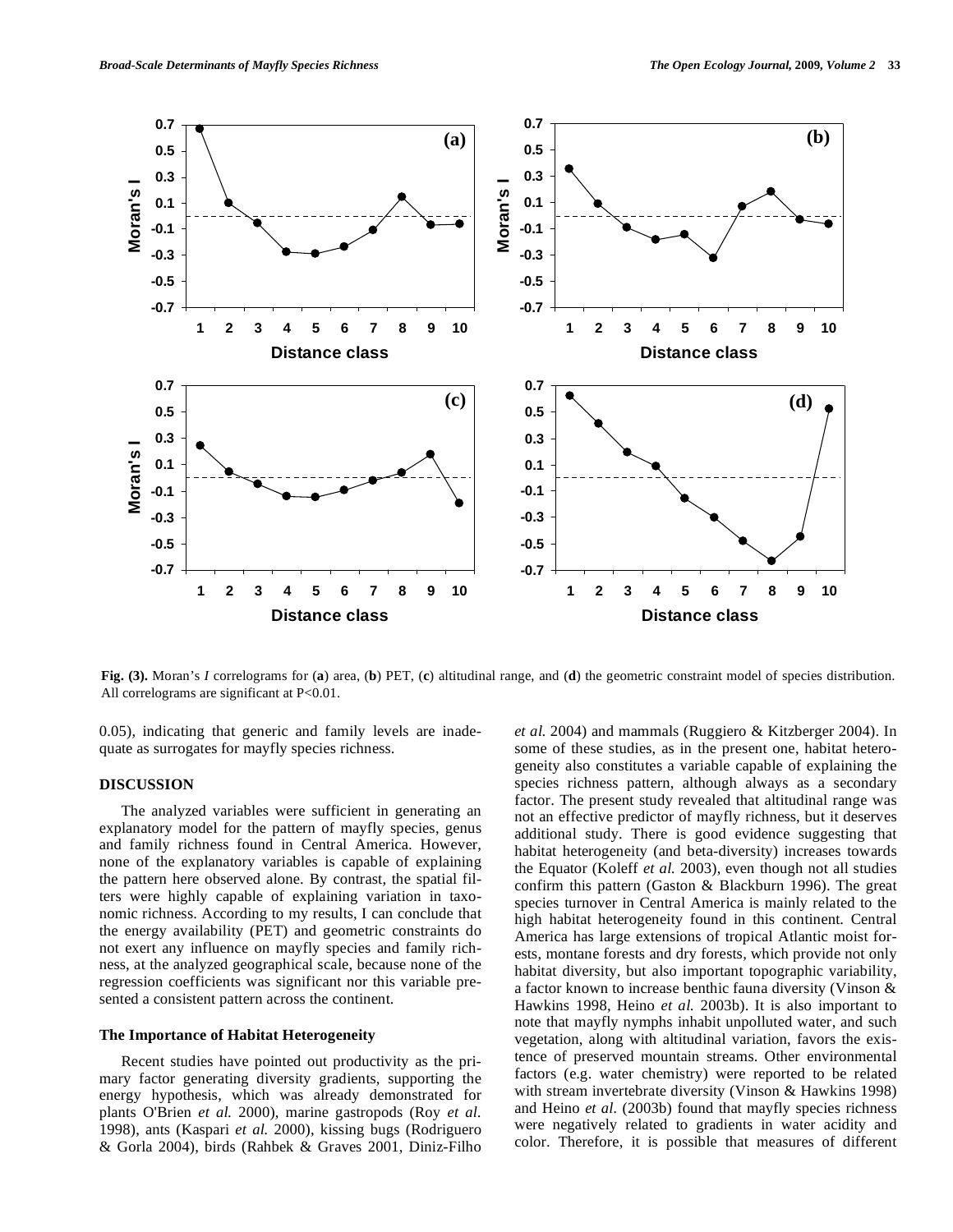Fig. (3). Moran's *I* correlograms for (**a**) area, (**b**) PET, (**c**) altitudinal range, and (**d**) the geometric constraint model of species distribution. All correlograms are significant at P<0.01.

0.05), indicating that generic and family levels are inadequate as surrogates for mayfly species richness.

## DISCUSSION

The analyzed variables were sufficient in generating an explanatory model for the pattern of mayfly species, genus and family richness found in Central America. However, none of the explanatory variables is capable of explaining the pattern here observed alone. By contrast, the spatial filters were highly capable of explaining variation in taxonomic richness. According to my results, I can conclude that the energy availability (PET) and geometric constraints do not exert any influence on mayfly species and family richness, at the analyzed geographical scale, because none of the regression coefficients was significant nor this variable presented a consistent pattern across the continent.

### The Importance of Habitat Heterogeneity

Recent studies have pointed out productivity as the primary factor generating diversity gradients, supporting the energy hypothesis, which was already demonstrated for plants O'Brien *et al.* 2000), marine gastropods (Roy *et al.* 1998), ants (Kaspari *et al.* 2000), kissing bugs (Rodriguero & Gorla 2004), birds (Rahbek & Graves 2001, Diniz-Filho *et al.* 2004) and mammals (Ruggiero & Kitzberger 2004). In some of these studies, as in the present one, habitat heterogeneity also constitutes a variable capable of explaining the species richness pattern, although always as a secondary factor. The present study revealed that altitudinal range was not an effective predictor of mayfly richness, but it deserves additional study. There is good evidence suggesting that habitat heterogeneity (and beta-diversity) increases towards the Equator (Koleff *et al.* 2003), even though not all studies confirm this pattern (Gaston & Blackburn 1996). The great species turnover in Central America is mainly related to the high habitat heterogeneity found in this continent. Central America has large extensions of tropical Atlantic moist forests, montane forests and dry forests, which provide not only habitat diversity, but also important topographic variability, a factor known to increase benthic fauna diversity (Vinson & Hawkins 1998, Heino *et al.* 2003b). It is also important to note that mayfly nymphs inhabit unpolluted water, and such vegetation, along with altitudinal variation, favors the existence of preserved mountain streams. Other environmental factors (e.g. water chemistry) were reported to be related with stream invertebrate diversity (Vinson & Hawkins 1998) and Heino *et al.* (2003b) found that mayfly species richness were negatively related to gradients in water acidity and color. Therefore, it is possible that measures of different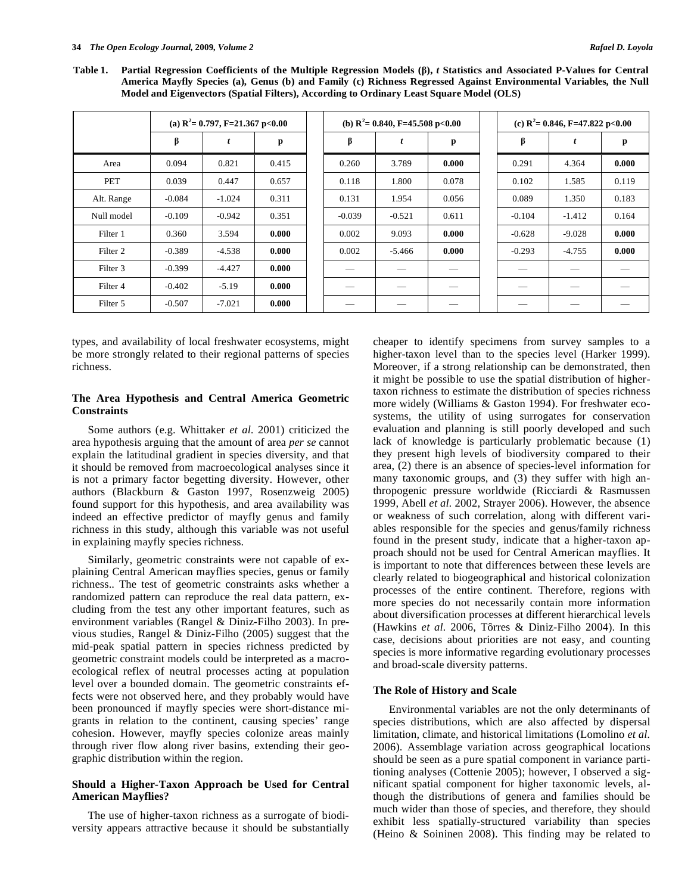**Table 1. Partial Regression Coefficients of the Multiple Regression Models (β), *t* Statistics and Associated P-Values for Central America Mayfly Species (a), Genus (b) and Family (c) Richness Regressed Against Environmental Variables, the Null Model and Eigenvectors (Spatial Filters), According to Ordinary Least Square Model (OLS)**

| | (a) $R^2$= 0.797, F=21.367 p<0.00 | | | (b) $R^2$= 0.840, F=45.508 p<0.00 | | | (c) $R^2$= 0.846, F=47.822 p<0.00 | | |
|---|---|---|---|---|---|---|---|---|---|
| | β | *t* | p | β | *t* | p | β | *t* | p |
| Area | 0.094 | 0.821 | 0.415 | 0.260 | 3.789 | **0.000** | 0.291 | 4.364 | **0.000** |
| PET | 0.039 | 0.447 | 0.657 | 0.118 | 1.800 | 0.078 | 0.102 | 1.585 | 0.119 |
| Alt. Range | -0.084 | -1.024 | 0.311 | 0.131 | 1.954 | 0.056 | 0.089 | 1.350 | 0.183 |
| Null model | -0.109 | -0.942 | 0.351 | -0.039 | -0.521 | 0.611 | -0.104 | -1.412 | 0.164 |
| Filter 1 | 0.360 | 3.594 | **0.000** | 0.002 | 9.093 | **0.000** | -0.628 | -9.028 | **0.000** |
| Filter 2 | -0.389 | -4.538 | **0.000** | 0.002 | -5.466 | **0.000** | -0.293 | -4.755 | **0.000** |
| Filter 3 | -0.399 | -4.427 | **0.000** | — | — | — | — | — | — |
| Filter 4 | -0.402 | -5.19 | **0.000** | — | — | — | — | — | — |
| Filter 5 | -0.507 | -7.021 | **0.000** | — | — | — | — | — | — |

types, and availability of local freshwater ecosystems, might be more strongly related to their regional patterns of species richness.

### The Area Hypothesis and Central America Geometric Constraints

Some authors (e.g. Whittaker *et al.* 2001) criticized the area hypothesis arguing that the amount of area *per se* cannot explain the latitudinal gradient in species diversity, and that it should be removed from macroecological analyses since it is not a primary factor begetting diversity. However, other authors (Blackburn & Gaston 1997, Rosenzweig 2005) found support for this hypothesis, and area availability was indeed an effective predictor of mayfly genus and family richness in this study, although this variable was not useful in explaining mayfly species richness.

Similarly, geometric constraints were not capable of explaining Central American mayflies species, genus or family richness.. The test of geometric constraints asks whether a randomized pattern can reproduce the real data pattern, excluding from the test any other important features, such as environment variables (Rangel & Diniz-Filho 2003). In previous studies, Rangel & Diniz-Filho (2005) suggest that the mid-peak spatial pattern in species richness predicted by geometric constraint models could be interpreted as a macroecological reflex of neutral processes acting at population level over a bounded domain. The geometric constraints effects were not observed here, and they probably would have been pronounced if mayfly species were short-distance migrants in relation to the continent, causing species' range cohesion. However, mayfly species colonize areas mainly through river flow along river basins, extending their geographic distribution within the region.

### Should a Higher-Taxon Approach be Used for Central American Mayflies?

The use of higher-taxon richness as a surrogate of biodiversity appears attractive because it should be substantially cheaper to identify specimens from survey samples to a higher-taxon level than to the species level (Harker 1999). Moreover, if a strong relationship can be demonstrated, then it might be possible to use the spatial distribution of higher-taxon richness to estimate the distribution of species richness more widely (Williams & Gaston 1994). For freshwater ecosystems, the utility of using surrogates for conservation evaluation and planning is still poorly developed and such lack of knowledge is particularly problematic because (1) they present high levels of biodiversity compared to their area, (2) there is an absence of species-level information for many taxonomic groups, and (3) they suffer with high anthropogenic pressure worldwide (Ricciardi & Rasmussen 1999, Abell *et al.* 2002, Strayer 2006). However, the absence or weakness of such correlation, along with different variables responsible for the species and genus/family richness found in the present study, indicate that a higher-taxon approach should not be used for Central American mayflies. It is important to note that differences between these levels are clearly related to biogeographical and historical colonization processes of the entire continent. Therefore, regions with more species do not necessarily contain more information about diversification processes at different hierarchical levels (Hawkins *et al.* 2006, Tôrres & Diniz-Filho 2004). In this case, decisions about priorities are not easy, and counting species is more informative regarding evolutionary processes and broad-scale diversity patterns.

### The Role of History and Scale

Environmental variables are not the only determinants of species distributions, which are also affected by dispersal limitation, climate, and historical limitations (Lomolino *et al.* 2006). Assemblage variation across geographical locations should be seen as a pure spatial component in variance partitioning analyses (Cottenie 2005); however, I observed a significant spatial component for higher taxonomic levels, although the distributions of genera and families should be much wider than those of species, and therefore, they should exhibit less spatially-structured variability than species (Heino & Soininen 2008). This finding may be related to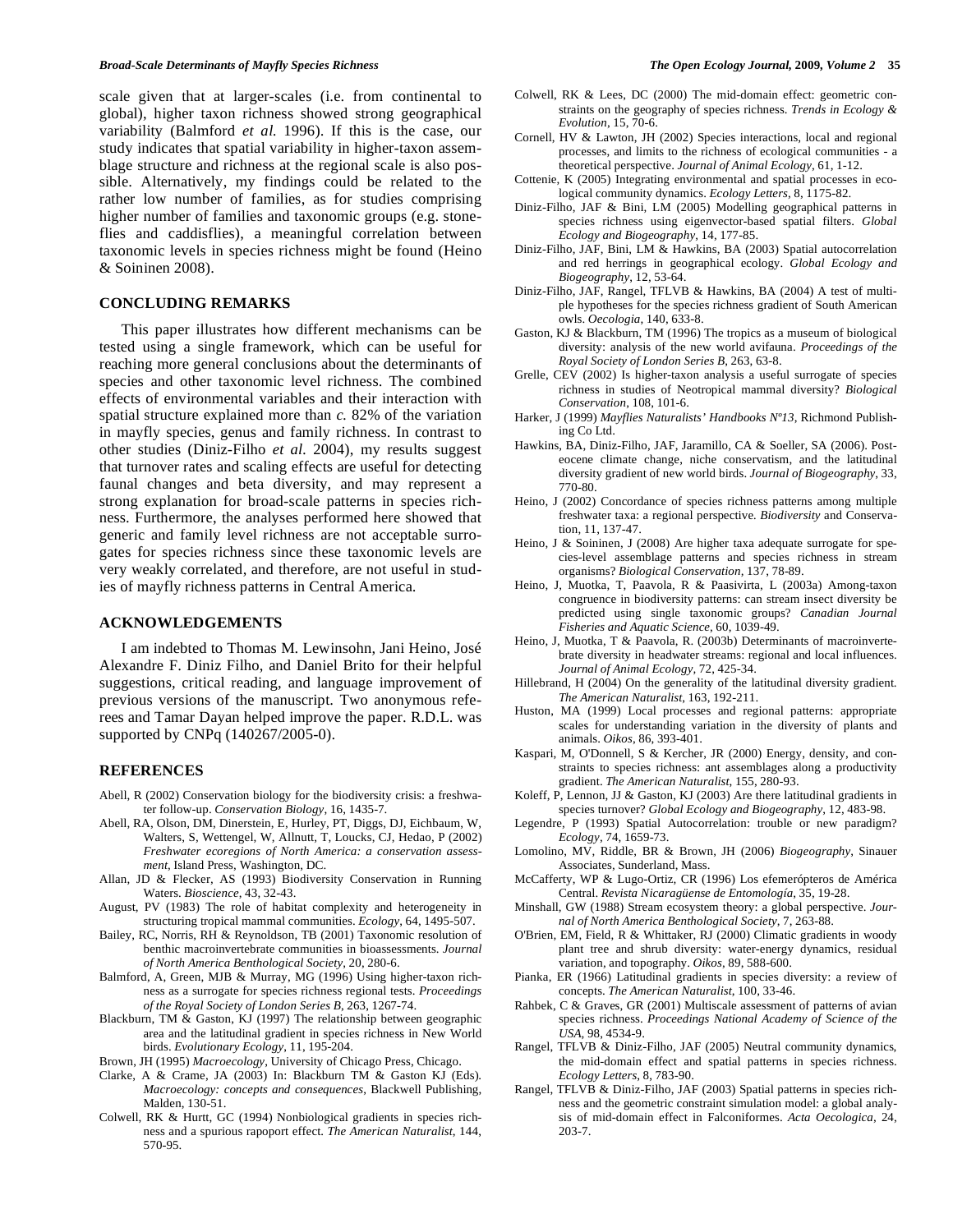scale given that at larger-scales (i.e. from continental to global), higher taxon richness showed strong geographical variability (Balmford *et al.* 1996). If this is the case, our study indicates that spatial variability in higher-taxon assemblage structure and richness at the regional scale is also possible. Alternatively, my findings could be related to the rather low number of families, as for studies comprising higher number of families and taxonomic groups (e.g. stoneflies and caddisflies), a meaningful correlation between taxonomic levels in species richness might be found (Heino & Soininen 2008).

## CONCLUDING REMARKS

This paper illustrates how different mechanisms can be tested using a single framework, which can be useful for reaching more general conclusions about the determinants of species and other taxonomic level richness. The combined effects of environmental variables and their interaction with spatial structure explained more than *c.* 82% of the variation in mayfly species, genus and family richness. In contrast to other studies (Diniz-Filho *et al.* 2004), my results suggest that turnover rates and scaling effects are useful for detecting faunal changes and beta diversity, and may represent a strong explanation for broad-scale patterns in species richness. Furthermore, the analyses performed here showed that generic and family level richness are not acceptable surrogates for species richness since these taxonomic levels are very weakly correlated, and therefore, are not useful in studies of mayfly richness patterns in Central America.

## ACKNOWLEDGEMENTS

I am indebted to Thomas M. Lewinsohn, Jani Heino, José Alexandre F. Diniz Filho, and Daniel Brito for their helpful suggestions, critical reading, and language improvement of previous versions of the manuscript. Two anonymous referees and Tamar Dayan helped improve the paper. R.D.L. was supported by CNPq (140267/2005-0).

## REFERENCES

Abell, R (2002) Conservation biology for the biodiversity crisis: a freshwater follow-up. *Conservation Biology*, 16, 1435-7.

Abell, RA, Olson, DM, Dinerstein, E, Hurley, PT, Diggs, DJ, Eichbaum, W, Walters, S, Wettengel, W, Allnutt, T, Loucks, CJ, Hedao, P (2002) *Freshwater ecoregions of North America: a conservation assessment*, Island Press, Washington, DC.

Allan, JD & Flecker, AS (1993) Biodiversity Conservation in Running Waters. *Bioscience*, 43, 32-43.

August, PV (1983) The role of habitat complexity and heterogeneity in structuring tropical mammal communities. *Ecology*, 64, 1495-507.

Bailey, RC, Norris, RH & Reynoldson, TB (2001) Taxonomic resolution of benthic macroinvertebrate communities in bioassessments. *Journal of North America Benthological Society*, 20, 280-6.

Balmford, A, Green, MJB & Murray, MG (1996) Using higher-taxon richness as a surrogate for species richness regional tests. *Proceedings of the Royal Society of London Series B*, 263, 1267-74.

Blackburn, TM & Gaston, KJ (1997) The relationship between geographic area and the latitudinal gradient in species richness in New World birds. *Evolutionary Ecology*, 11, 195-204.

Brown, JH (1995) *Macroecology*, University of Chicago Press, Chicago.

Clarke, A & Crame, JA (2003) In: Blackburn TM & Gaston KJ (Eds). *Macroecology: concepts and consequences*, Blackwell Publishing, Malden, 130-51.

Colwell, RK & Hurtt, GC (1994) Nonbiological gradients in species richness and a spurious rapoport effect. *The American Naturalist*, 144, 570-95.

Colwell, RK & Lees, DC (2000) The mid-domain effect: geometric constraints on the geography of species richness. *Trends in Ecology & Evolution*, 15, 70-6.

Cornell, HV & Lawton, JH (2002) Species interactions, local and regional processes, and limits to the richness of ecological communities - a theoretical perspective. *Journal of Animal Ecology*, 61, 1-12.

Cottenie, K (2005) Integrating environmental and spatial processes in ecological community dynamics. *Ecology Letters*, 8, 1175-82.

Diniz-Filho, JAF & Bini, LM (2005) Modelling geographical patterns in species richness using eigenvector-based spatial filters. *Global Ecology and Biogeography*, 14, 177-85.

Diniz-Filho, JAF, Bini, LM & Hawkins, BA (2003) Spatial autocorrelation and red herrings in geographical ecology. *Global Ecology and Biogeography*, 12, 53-64.

Diniz-Filho, JAF, Rangel, TFLVB & Hawkins, BA (2004) A test of multiple hypotheses for the species richness gradient of South American owls. *Oecologia*, 140, 633-8.

Gaston, KJ & Blackburn, TM (1996) The tropics as a museum of biological diversity: analysis of the new world avifauna. *Proceedings of the Royal Society of London Series B*, 263, 63-8.

Grelle, CEV (2002) Is higher-taxon analysis a useful surrogate of species richness in studies of Neotropical mammal diversity? *Biological Conservation*, 108, 101-6.

Harker, J (1999) *Mayflies Naturalists' Handbooks Nº13*, Richmond Publishing Co Ltd.

Hawkins, BA, Diniz-Filho, JAF, Jaramillo, CA & Soeller, SA (2006). Post-eocene climate change, niche conservatism, and the latitudinal diversity gradient of new world birds. *Journal of Biogeography*, 33, 770-80.

Heino, J (2002) Concordance of species richness patterns among multiple freshwater taxa: a regional perspective. *Biodiversity* and Conservation, 11, 137-47.

Heino, J & Soininen, J (2008) Are higher taxa adequate surrogate for species-level assemblage patterns and species richness in stream organisms? *Biological Conservation*, 137, 78-89.

Heino, J, Muotka, T, Paavola, R & Paasivirta, L (2003a) Among-taxon congruence in biodiversity patterns: can stream insect diversity be predicted using single taxonomic groups? *Canadian Journal Fisheries and Aquatic Science*, 60, 1039-49.

Heino, J, Muotka, T & Paavola, R. (2003b) Determinants of macroinvertebrate diversity in headwater streams: regional and local influences. *Journal of Animal Ecology*, 72, 425-34.

Hillebrand, H (2004) On the generality of the latitudinal diversity gradient. *The American Naturalist*, 163, 192-211.

Huston, MA (1999) Local processes and regional patterns: appropriate scales for understanding variation in the diversity of plants and animals. *Oikos*, 86, 393-401.

Kaspari, M, O'Donnell, S & Kercher, JR (2000) Energy, density, and constraints to species richness: ant assemblages along a productivity gradient. *The American Naturalist*, 155, 280-93.

Koleff, P, Lennon, JJ & Gaston, KJ (2003) Are there latitudinal gradients in species turnover? *Global Ecology and Biogeography*, 12, 483-98.

Legendre, P (1993) Spatial Autocorrelation: trouble or new paradigm? *Ecology*, 74, 1659-73.

Lomolino, MV, Riddle, BR & Brown, JH (2006) *Biogeography*, Sinauer Associates, Sunderland, Mass.

McCafferty, WP & Lugo-Ortiz, CR (1996) Los efemerópteros de América Central. *Revista Nicaragüense de Entomología*, 35, 19-28.

Minshall, GW (1988) Stream ecosystem theory: a global perspective. *Journal of North America Benthological Society*, 7, 263-88.

O'Brien, EM, Field, R & Whittaker, RJ (2000) Climatic gradients in woody plant tree and shrub diversity: water-energy dynamics, residual variation, and topography. *Oikos*, 89, 588-600.

Pianka, ER (1966) Latitudinal gradients in species diversity: a review of concepts. *The American Naturalist*, 100, 33-46.

Rahbek, C & Graves, GR (2001) Multiscale assessment of patterns of avian species richness. *Proceedings National Academy of Science of the USA*, 98, 4534-9.

Rangel, TFLVB & Diniz-Filho, JAF (2005) Neutral community dynamics, the mid-domain effect and spatial patterns in species richness. *Ecology Letters*, 8, 783-90.

Rangel, TFLVB & Diniz-Filho, JAF (2003) Spatial patterns in species richness and the geometric constraint simulation model: a global analysis of mid-domain effect in Falconiformes. *Acta Oecologica*, 24, 203-7.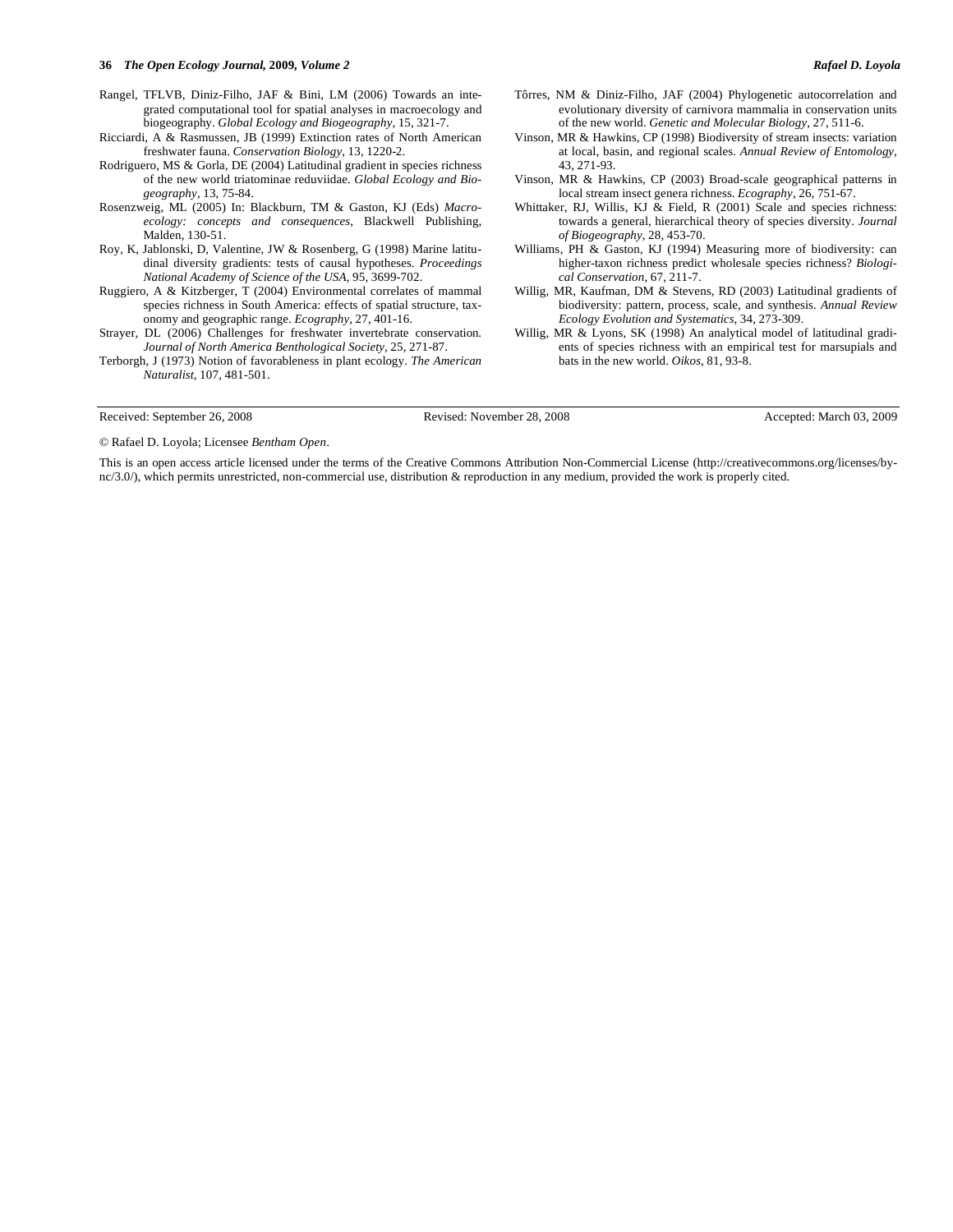Rangel, TFLVB, Diniz-Filho, JAF & Bini, LM (2006) Towards an integrated computational tool for spatial analyses in macroecology and biogeography. *Global Ecology and Biogeography*, 15, 321-7.

Ricciardi, A & Rasmussen, JB (1999) Extinction rates of North American freshwater fauna. *Conservation Biology*, 13, 1220-2.

Rodriguero, MS & Gorla, DE (2004) Latitudinal gradient in species richness of the new world triatominae reduviidae. *Global Ecology and Biogeography*, 13, 75-84.

Rosenzweig, ML (2005) In: Blackburn, TM & Gaston, KJ (Eds) *Macroecology: concepts and consequences*, Blackwell Publishing, Malden, 130-51.

Roy, K, Jablonski, D, Valentine, JW & Rosenberg, G (1998) Marine latitudinal diversity gradients: tests of causal hypotheses. *Proceedings National Academy of Science of the USA*, 95, 3699-702.

Ruggiero, A & Kitzberger, T (2004) Environmental correlates of mammal species richness in South America: effects of spatial structure, taxonomy and geographic range. *Ecography*, 27, 401-16.

Strayer, DL (2006) Challenges for freshwater invertebrate conservation. *Journal of North America Benthological Society*, 25, 271-87.

Terborgh, J (1973) Notion of favorableness in plant ecology. *The American Naturalist*, 107, 481-501.

Tôrres, NM & Diniz-Filho, JAF (2004) Phylogenetic autocorrelation and evolutionary diversity of carnivora mammalia in conservation units of the new world. *Genetic and Molecular Biology*, 27, 511-6.

Vinson, MR & Hawkins, CP (1998) Biodiversity of stream insects: variation at local, basin, and regional scales. *Annual Review of Entomology*, 43, 271-93.

Vinson, MR & Hawkins, CP (2003) Broad-scale geographical patterns in local stream insect genera richness. *Ecography*, 26, 751-67.

Whittaker, RJ, Willis, KJ & Field, R (2001) Scale and species richness: towards a general, hierarchical theory of species diversity. *Journal of Biogeography*, 28, 453-70.

Williams, PH & Gaston, KJ (1994) Measuring more of biodiversity: can higher-taxon richness predict wholesale species richness? *Biological Conservation*, 67, 211-7.

Willig, MR, Kaufman, DM & Stevens, RD (2003) Latitudinal gradients of biodiversity: pattern, process, scale, and synthesis. *Annual Review Ecology Evolution and Systematics*, 34, 273-309.

Willig, MR & Lyons, SK (1998) An analytical model of latitudinal gradients of species richness with an empirical test for marsupials and bats in the new world. *Oikos*, 81, 93-8.

Received: September 26, 2008 Revised: November 28, 2008 Accepted: March 03, 2009

© Rafael D. Loyola; Licensee *Bentham Open*.

This is an open access article licensed under the terms of the Creative Commons Attribution Non-Commercial License (http://creativecommons.org/licenses/by-nc/3.0/), which permits unrestricted, non-commercial use, distribution & reproduction in any medium, provided the work is properly cited.